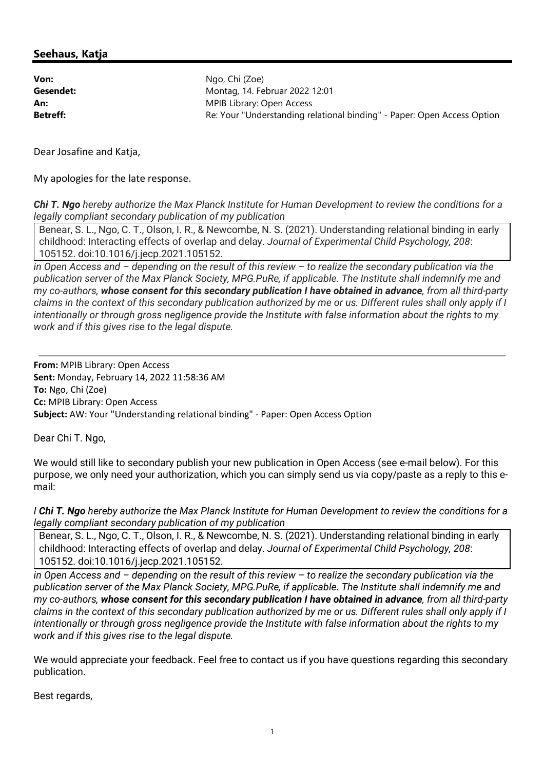## Seehaus, Katja

**Von:** Ngo, Chi (Zoe)
**Gesendet:** Montag, 14. Februar 2022 12:01
**An:** MPIB Library: Open Access
**Betreff:** Re: Your "Understanding relational binding" - Paper: Open Access Option

Dear Josafine and Katja,

My apologies for the late response.

***Chi T. Ngo** hereby authorize the Max Planck Institute for Human Development to review the conditions for a legally compliant secondary publication of my publication*

| Benear, S. L., Ngo, C. T., Olson, I. R., & Newcombe, N. S. (2021). Understanding relational binding in early childhood: Interacting effects of overlap and delay. *Journal of Experimental Child Psychology, 208*: 105152. doi:10.1016/j.jecp.2021.105152. |
|---|

*in Open Access and – depending on the result of this review – to realize the secondary publication via the publication server of the Max Planck Society, MPG.PuRe, if applicable. The Institute shall indemnify me and my co-authors, **whose consent for this secondary publication I have obtained in advance**, from all third-party claims in the context of this secondary publication authorized by me or us. Different rules shall only apply if I intentionally or through gross negligence provide the Institute with false information about the rights to my work and if this gives rise to the legal dispute.*

---

**From:** MPIB Library: Open Access
**Sent:** Monday, February 14, 2022 11:58:36 AM
**To:** Ngo, Chi (Zoe)
**Cc:** MPIB Library: Open Access
**Subject:** AW: Your "Understanding relational binding" - Paper: Open Access Option

Dear Chi T. Ngo,

We would still like to secondary publish your new publication in Open Access (see e-mail below). For this purpose, we only need your authorization, which you can simply send us via copy/paste as a reply to this e-mail:

*I **Chi T. Ngo** hereby authorize the Max Planck Institute for Human Development to review the conditions for a legally compliant secondary publication of my publication*

| Benear, S. L., Ngo, C. T., Olson, I. R., & Newcombe, N. S. (2021). Understanding relational binding in early childhood: Interacting effects of overlap and delay. *Journal of Experimental Child Psychology, 208*: 105152. doi:10.1016/j.jecp.2021.105152. |
|---|

*in Open Access and – depending on the result of this review – to realize the secondary publication via the publication server of the Max Planck Society, MPG.PuRe, if applicable. The Institute shall indemnify me and my co-authors, **whose consent for this secondary publication I have obtained in advance**, from all third-party claims in the context of this secondary publication authorized by me or us. Different rules shall only apply if I intentionally or through gross negligence provide the Institute with false information about the rights to my work and if this gives rise to the legal dispute.*

We would appreciate your feedback. Feel free to contact us if you have questions regarding this secondary publication.

Best regards,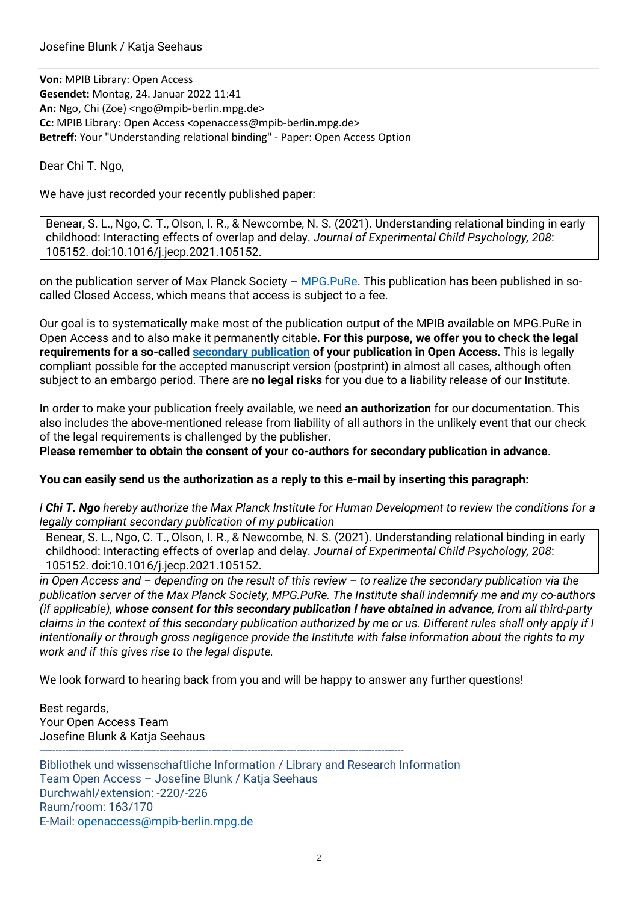Josefine Blunk / Katja Seehaus

---

**Von:** MPIB Library: Open Access
**Gesendet:** Montag, 24. Januar 2022 11:41
**An:** Ngo, Chi (Zoe) <ngo@mpib-berlin.mpg.de>
**Cc:** MPIB Library: Open Access <openaccess@mpib-berlin.mpg.de>
**Betreff:** Your "Understanding relational binding" - Paper: Open Access Option

Dear Chi T. Ngo,

We have just recorded your recently published paper:

> Benear, S. L., Ngo, C. T., Olson, I. R., & Newcombe, N. S. (2021). Understanding relational binding in early childhood: Interacting effects of overlap and delay. *Journal of Experimental Child Psychology, 208*: 105152. doi:10.1016/j.jecp.2021.105152.

on the publication server of Max Planck Society – [MPG.PuRe](). This publication has been published in so-called Closed Access, which means that access is subject to a fee.

Our goal is to systematically make most of the publication output of the MPIB available on MPG.PuRe in Open Access and to also make it permanently citable**. For this purpose, we offer you to check the legal requirements for a so-called [secondary publication]() of your publication in Open Access.** This is legally compliant possible for the accepted manuscript version (postprint) in almost all cases, although often subject to an embargo period. There are **no legal risks** for you due to a liability release of our Institute.

In order to make your publication freely available, we need **an authorization** for our documentation. This also includes the above-mentioned release from liability of all authors in the unlikely event that our check of the legal requirements is challenged by the publisher.
**Please remember to obtain the consent of your co-authors for secondary publication in advance**.

**You can easily send us the authorization as a reply to this e-mail by inserting this paragraph:**

*I **Chi T. Ngo** hereby authorize the Max Planck Institute for Human Development to review the conditions for a legally compliant secondary publication of my publication*

> Benear, S. L., Ngo, C. T., Olson, I. R., & Newcombe, N. S. (2021). Understanding relational binding in early childhood: Interacting effects of overlap and delay. *Journal of Experimental Child Psychology, 208*: 105152. doi:10.1016/j.jecp.2021.105152.

*in Open Access and – depending on the result of this review – to realize the secondary publication via the publication server of the Max Planck Society, MPG.PuRe. The Institute shall indemnify me and my co-authors (if applicable), **whose consent for this secondary publication I have obtained in advance**, from all third-party claims in the context of this secondary publication authorized by me or us. Different rules shall only apply if I intentionally or through gross negligence provide the Institute with false information about the rights to my work and if this gives rise to the legal dispute.*

We look forward to hearing back from you and will be happy to answer any further questions!

Best regards,
Your Open Access Team
Josefine Blunk & Katja Seehaus

---

Bibliothek und wissenschaftliche Information / Library and Research Information
Team Open Access – Josefine Blunk / Katja Seehaus
Durchwahl/extension: -220/-226
Raum/room: 163/170
E-Mail: [openaccess@mpib-berlin.mpg.de](mailto:openaccess@mpib-berlin.mpg.de)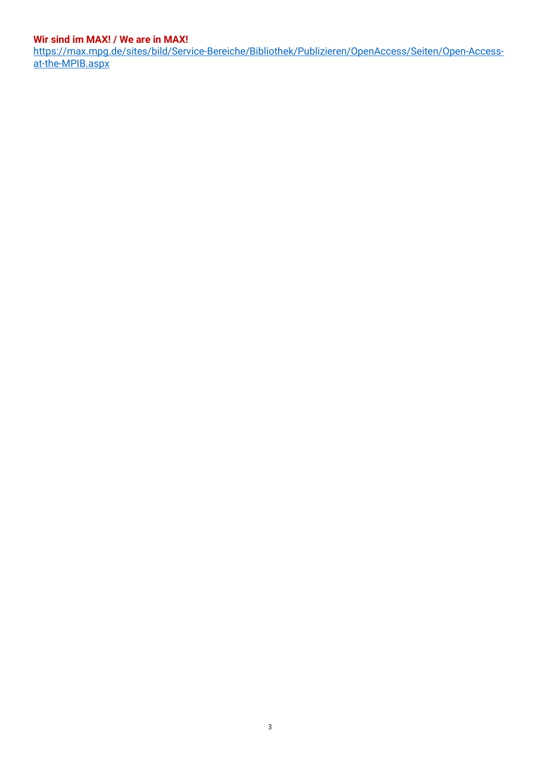**Wir sind im MAX! / We are in MAX!**

https://max.mpg.de/sites/bild/Service-Bereiche/Bibliothek/Publizieren/OpenAccess/Seiten/Open-Access-at-the-MPIB.aspx